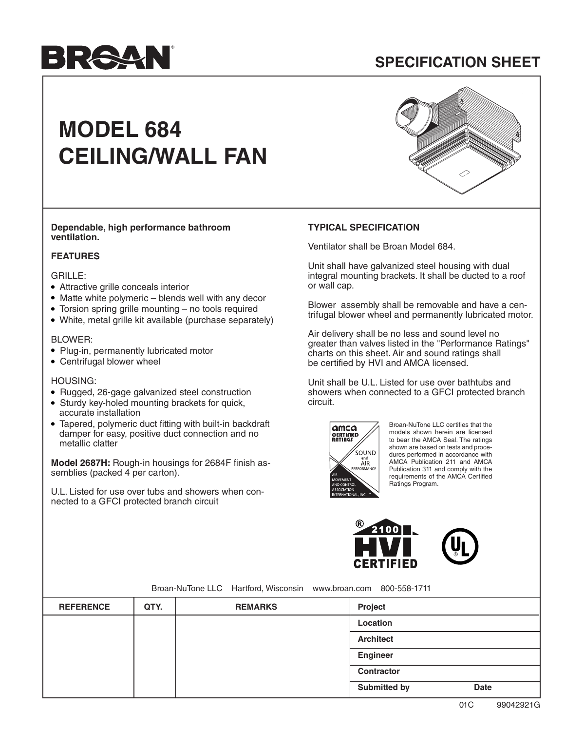# BROAN

## SPECIFICATION SHEET

# MODEL 684 CEILING/WALL FAN

**Dependable, high performance bathroom ventilation.**

### FEATURES

GRILLE:
- Attractive grille conceals interior
- Matte white polymeric – blends well with any decor
- Torsion spring grille mounting – no tools required
- White, metal grille kit available (purchase separately)

BLOWER:
- Plug-in, permanently lubricated motor
- Centrifugal blower wheel

HOUSING:
- Rugged, 26-gage galvanized steel construction
- Sturdy key-holed mounting brackets for quick, accurate installation
- Tapered, polymeric duct fitting with built-in backdraft damper for easy, positive duct connection and no metallic clatter

**Model 2687H:** Rough-in housings for 2684F finish assemblies (packed 4 per carton).

U.L. Listed for use over tubs and showers when connected to a GFCI protected branch circuit

### TYPICAL SPECIFICATION

Ventilator shall be Broan Model 684.

Unit shall have galvanized steel housing with dual integral mounting brackets. It shall be ducted to a roof or wall cap.

Blower assembly shall be removable and have a centrifugal blower wheel and permanently lubricated motor.

Air delivery shall be no less and sound level no greater than valves listed in the "Performance Ratings" charts on this sheet. Air and sound ratings shall be certified by HVI and AMCA licensed.

Unit shall be U.L. Listed for use over bathtubs and showers when connected to a GFCI protected branch circuit.

Broan-NuTone LLC certifies that the models shown herein are licensed to bear the AMCA Seal. The ratings shown are based on tests and procedures performed in accordance with AMCA Publication 211 and AMCA Publication 311 and comply with the requirements of the AMCA Certified Ratings Program.

Broan-NuTone LLC Hartford, Wisconsin www.broan.com 800-558-1711

| REFERENCE | QTY. | REMARKS | |
|---|---|---|---|
| | | | Project |
| | | | Location |
| | | | Architect |
| | | | Engineer |
| | | | Contractor |
| | | | Submitted by Date |

01C 99042921G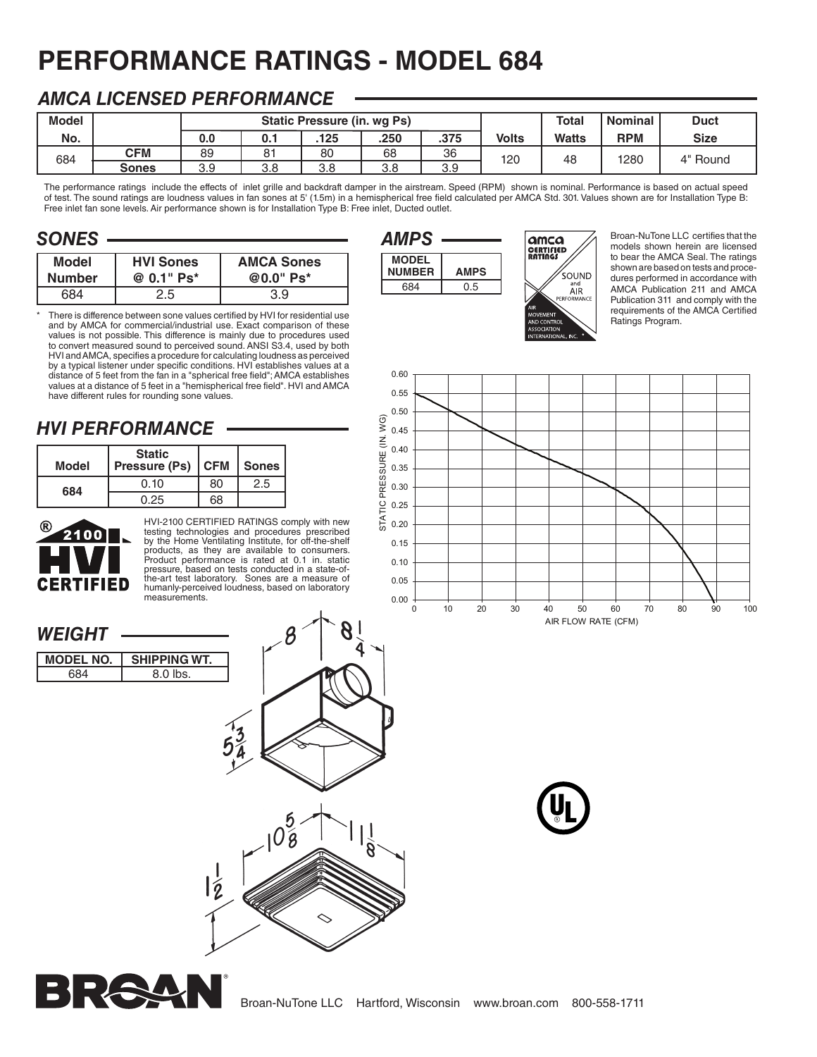# PERFORMANCE RATINGS - MODEL 684

## AMCA LICENSED PERFORMANCE

| Model No. | | Static Pressure (in. wg Ps) | | | | | Volts | Total Watts | Nominal RPM | Duct Size |
|---|---|---|---|---|---|---|---|---|---|---|
| | | 0.0 | 0.1 | .125 | .250 | .375 | | | | |
| 684 | CFM | 89 | 81 | 80 | 68 | 36 | 120 | 48 | 1280 | 4" Round |
| | Sones | 3.9 | 3.8 | 3.8 | 3.8 | 3.9 | | | | |

The performance ratings include the effects of inlet grille and backdraft damper in the airstream. Speed (RPM) shown is nominal. Performance is based on actual speed of test. The sound ratings are loudness values in fan sones at 5' (1.5m) in a hemispherical free field calculated per AMCA Std. 301. Values shown are for Installation Type B: Free inlet fan sone levels. Air performance shown is for Installation Type B: Free inlet, Ducted outlet.

## SONES

| Model Number | HVI Sones @ 0.1" Ps* | AMCA Sones @0.0" Ps* |
|---|---|---|
| 684 | 2.5 | 3.9 |

\* There is difference between sone values certified by HVI for residential use and by AMCA for commercial/industrial use. Exact comparison of these values is not possible. This difference is mainly due to procedures used to convert measured sound to perceived sound. ANSI S3.4, used by both HVI and AMCA, specifies a procedure for calculating loudness as perceived by a typical listener under specific conditions. HVI establishes values at a distance of 5 feet from the fan in a "spherical free field"; AMCA establishes values at a distance of 5 feet in a "hemispherical free field". HVI and AMCA have different rules for rounding sone values.

## AMPS

| MODEL NUMBER | AMPS |
|---|---|
| 684 | 0.5 |

amca CERTIFIED RATINGS SOUND and AIR PERFORMANCE AIR MOVEMENT AND CONTROL ASSOCIATION INTERNATIONAL, INC.

Broan-NuTone LLC certifies that the models shown herein are licensed to bear the AMCA Seal. The ratings shown are based on tests and procedures performed in accordance with AMCA Publication 211 and AMCA Publication 311 and comply with the requirements of the AMCA Certified Ratings Program.

STATIC PRESSURE (IN. WG)
0.60
0.55
0.50
0.45
0.40
0.35
0.30
0.25
0.20
0.15
0.10
0.05
0.00
0 10 20 30 40 50 60 70 80 90 100
AIR FLOW RATE (CFM)

## HVI PERFORMANCE

| Model | Static Pressure (Ps) | CFM | Sones |
|---|---|---|---|
| 684 | 0.10 | 80 | 2.5 |
| | 0.25 | 68 | |

2100 HVI CERTIFIED

HVI-2100 CERTIFIED RATINGS comply with new testing technologies and procedures prescribed by the Home Ventilating Institute, for off-the-shelf products, as they are available to consumers. Product performance is rated at 0.1 in. static pressure, based on tests conducted in a state-of-the-art test laboratory. Sones are a measure of humanly-perceived loudness, based on laboratory measurements.

## WEIGHT

| MODEL NO. | SHIPPING WT. |
|---|---|
| 684 | 8.0 lbs. |

8
8 1/4
5 3/4
10 5/8
11 1/8
1 1/2

BROAN Broan-NuTone LLC Hartford, Wisconsin www.broan.com 800-558-1711